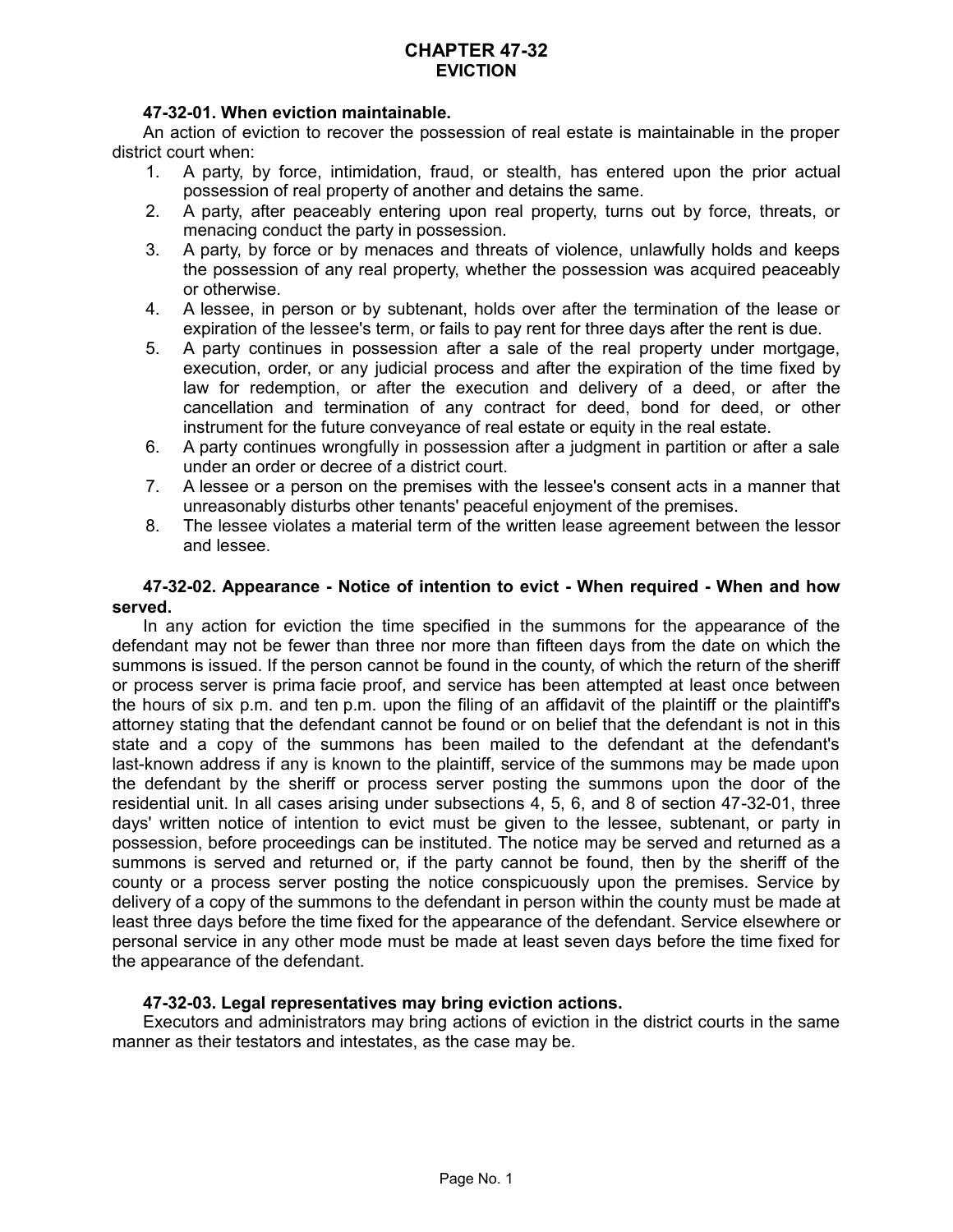# CHAPTER 47-32
## EVICTION

**47-32-01. When eviction maintainable.**

An action of eviction to recover the possession of real estate is maintainable in the proper district court when:

1. A party, by force, intimidation, fraud, or stealth, has entered upon the prior actual possession of real property of another and detains the same.
2. A party, after peaceably entering upon real property, turns out by force, threats, or menacing conduct the party in possession.
3. A party, by force or by menaces and threats of violence, unlawfully holds and keeps the possession of any real property, whether the possession was acquired peaceably or otherwise.
4. A lessee, in person or by subtenant, holds over after the termination of the lease or expiration of the lessee's term, or fails to pay rent for three days after the rent is due.
5. A party continues in possession after a sale of the real property under mortgage, execution, order, or any judicial process and after the expiration of the time fixed by law for redemption, or after the execution and delivery of a deed, or after the cancellation and termination of any contract for deed, bond for deed, or other instrument for the future conveyance of real estate or equity in the real estate.
6. A party continues wrongfully in possession after a judgment in partition or after a sale under an order or decree of a district court.
7. A lessee or a person on the premises with the lessee's consent acts in a manner that unreasonably disturbs other tenants' peaceful enjoyment of the premises.
8. The lessee violates a material term of the written lease agreement between the lessor and lessee.

**47-32-02. Appearance - Notice of intention to evict - When required - When and how served.**

In any action for eviction the time specified in the summons for the appearance of the defendant may not be fewer than three nor more than fifteen days from the date on which the summons is issued. If the person cannot be found in the county, of which the return of the sheriff or process server is prima facie proof, and service has been attempted at least once between the hours of six p.m. and ten p.m. upon the filing of an affidavit of the plaintiff or the plaintiff's attorney stating that the defendant cannot be found or on belief that the defendant is not in this state and a copy of the summons has been mailed to the defendant at the defendant's last-known address if any is known to the plaintiff, service of the summons may be made upon the defendant by the sheriff or process server posting the summons upon the door of the residential unit. In all cases arising under subsections 4, 5, 6, and 8 of section 47-32-01, three days' written notice of intention to evict must be given to the lessee, subtenant, or party in possession, before proceedings can be instituted. The notice may be served and returned as a summons is served and returned or, if the party cannot be found, then by the sheriff of the county or a process server posting the notice conspicuously upon the premises. Service by delivery of a copy of the summons to the defendant in person within the county must be made at least three days before the time fixed for the appearance of the defendant. Service elsewhere or personal service in any other mode must be made at least seven days before the time fixed for the appearance of the defendant.

**47-32-03. Legal representatives may bring eviction actions.**

Executors and administrators may bring actions of eviction in the district courts in the same manner as their testators and intestates, as the case may be.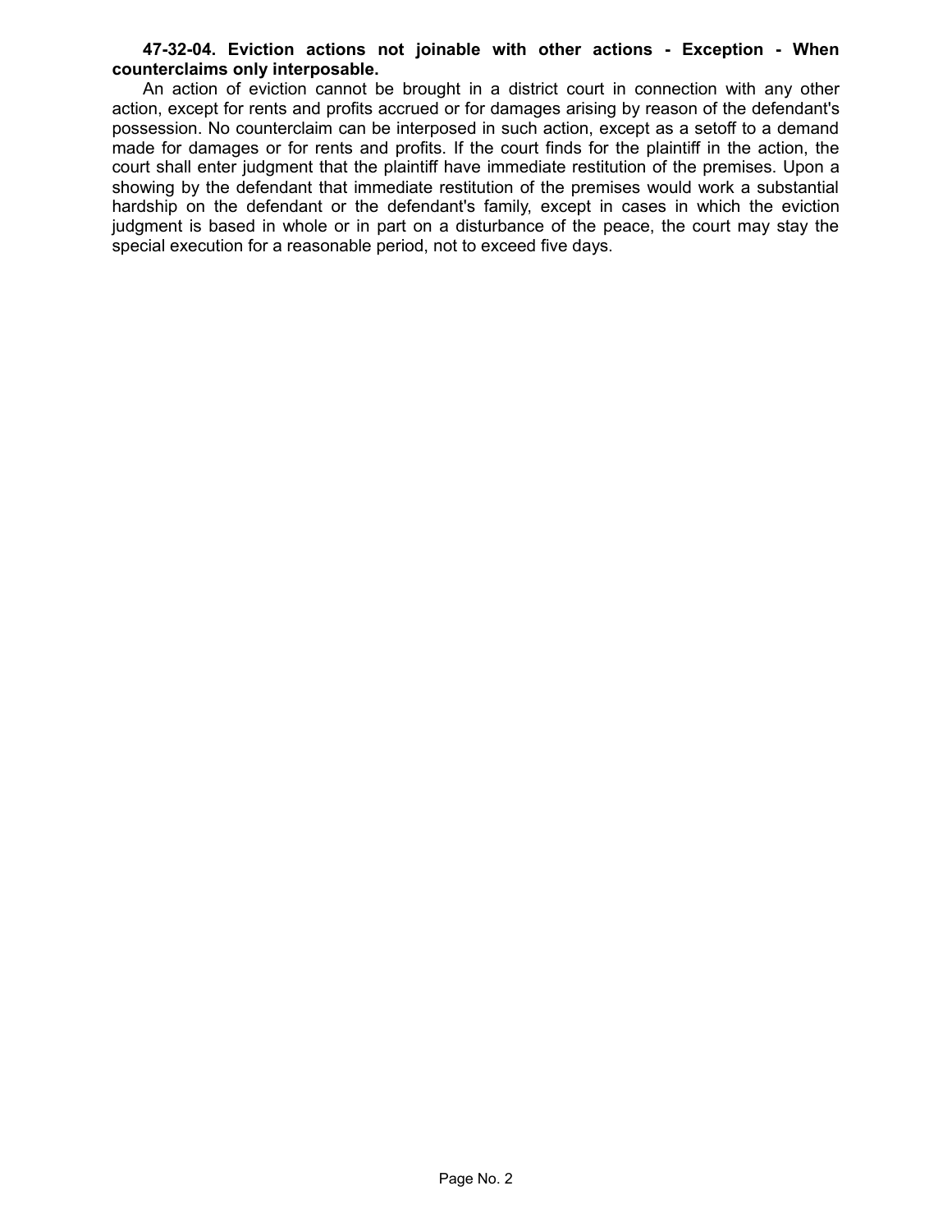**47-32-04. Eviction actions not joinable with other actions - Exception - When counterclaims only interposable.**

An action of eviction cannot be brought in a district court in connection with any other action, except for rents and profits accrued or for damages arising by reason of the defendant's possession. No counterclaim can be interposed in such action, except as a setoff to a demand made for damages or for rents and profits. If the court finds for the plaintiff in the action, the court shall enter judgment that the plaintiff have immediate restitution of the premises. Upon a showing by the defendant that immediate restitution of the premises would work a substantial hardship on the defendant or the defendant's family, except in cases in which the eviction judgment is based in whole or in part on a disturbance of the peace, the court may stay the special execution for a reasonable period, not to exceed five days.